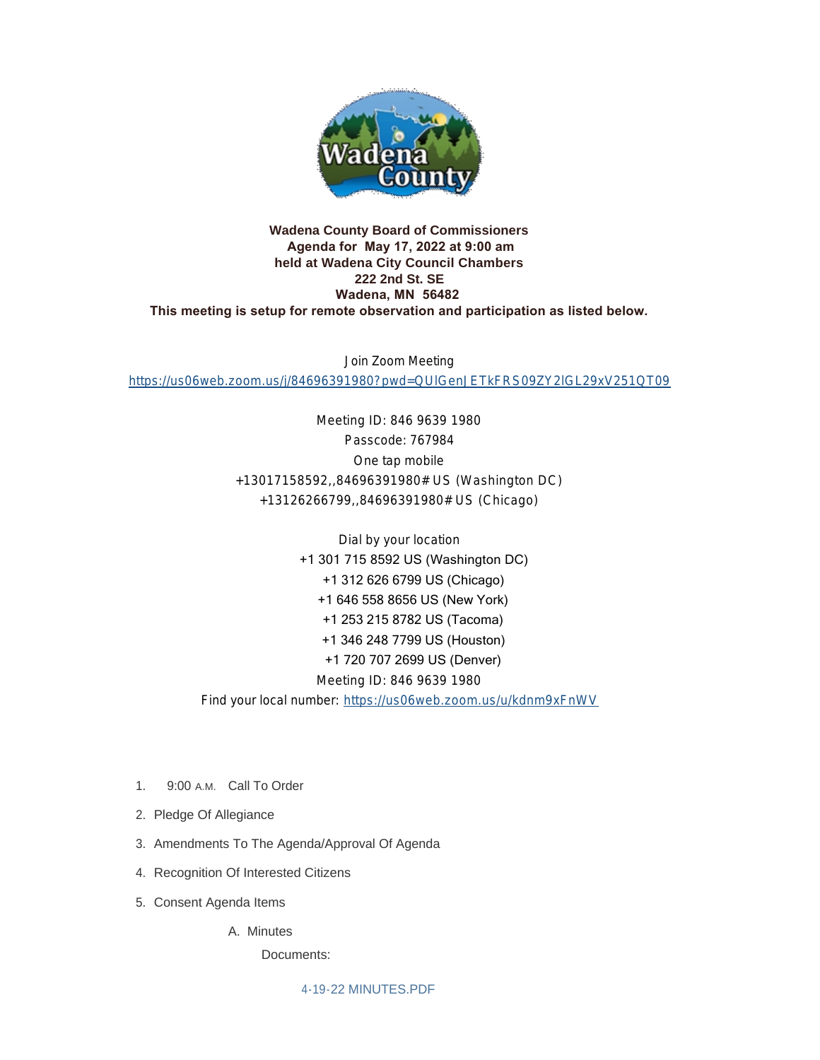**Wadena County Board of Commissioners**
**Agenda for May 17, 2022 at 9:00 am**
**held at Wadena City Council Chambers**
**222 2nd St. SE**
**Wadena, MN 56482**
**This meeting is setup for remote observation and participation as listed below.**

Join Zoom Meeting
https://us06web.zoom.us/j/84696391980?pwd=QUlGenJETkFRS09ZY2lGL29xV251QT09

Meeting ID: 846 9639 1980
Passcode: 767984
One tap mobile
+13017158592,,84696391980# US (Washington DC)
+13126266799,,84696391980# US (Chicago)

Dial by your location
+1 301 715 8592 US (Washington DC)
+1 312 626 6799 US (Chicago)
+1 646 558 8656 US (New York)
+1 253 215 8782 US (Tacoma)
+1 346 248 7799 US (Houston)
+1 720 707 2699 US (Denver)
Meeting ID: 846 9639 1980
Find your local number: https://us06web.zoom.us/u/kdnm9xFnWV

1. 9:00 A.M. Call To Order
2. Pledge Of Allegiance
3. Amendments To The Agenda/Approval Of Agenda
4. Recognition Of Interested Citizens
5. Consent Agenda Items
   A. Minutes

      Documents:

      4-19-22 MINUTES.PDF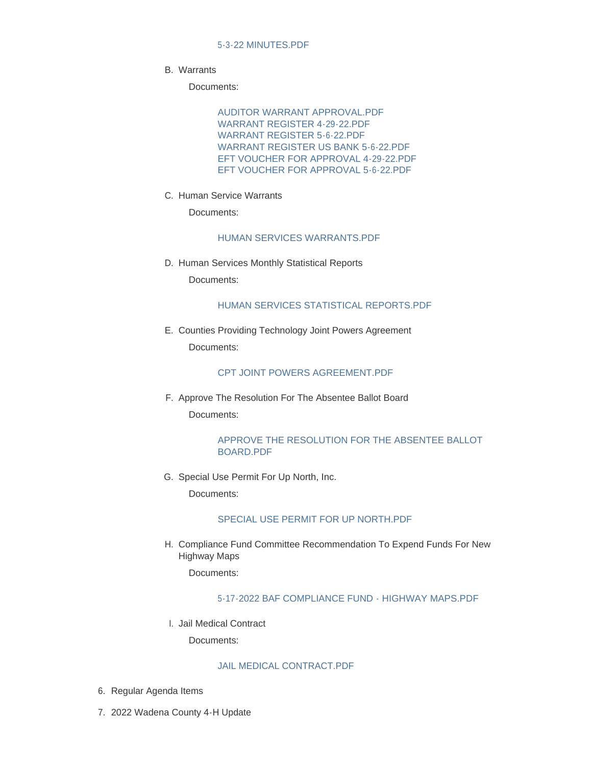5-3-22 MINUTES.PDF

B. Warrants

   Documents:

   AUDITOR WARRANT APPROVAL.PDF
   WARRANT REGISTER 4-29-22.PDF
   WARRANT REGISTER 5-6-22.PDF
   WARRANT REGISTER US BANK 5-6-22.PDF
   EFT VOUCHER FOR APPROVAL 4-29-22.PDF
   EFT VOUCHER FOR APPROVAL 5-6-22.PDF

C. Human Service Warrants

   Documents:

   HUMAN SERVICES WARRANTS.PDF

D. Human Services Monthly Statistical Reports

   Documents:

   HUMAN SERVICES STATISTICAL REPORTS.PDF

E. Counties Providing Technology Joint Powers Agreement

   Documents:

   CPT JOINT POWERS AGREEMENT.PDF

F. Approve The Resolution For The Absentee Ballot Board

   Documents:

   APPROVE THE RESOLUTION FOR THE ABSENTEE BALLOT BOARD.PDF

G. Special Use Permit For Up North, Inc.

   Documents:

   SPECIAL USE PERMIT FOR UP NORTH.PDF

H. Compliance Fund Committee Recommendation To Expend Funds For New Highway Maps

   Documents:

   5-17-2022 BAF COMPLIANCE FUND - HIGHWAY MAPS.PDF

I. Jail Medical Contract

   Documents:

   JAIL MEDICAL CONTRACT.PDF

6. Regular Agenda Items
7. 2022 Wadena County 4-H Update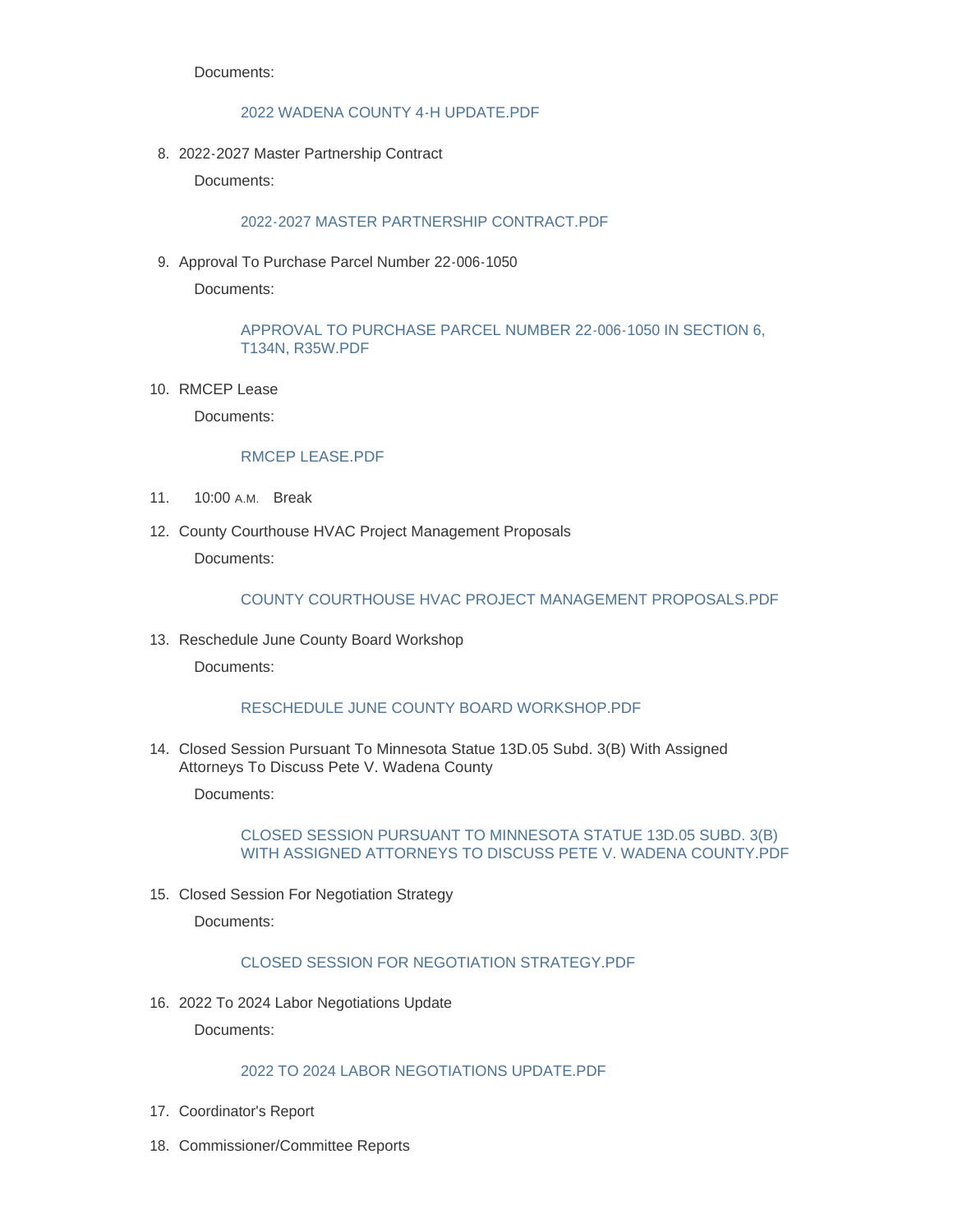Documents:

2022 WADENA COUNTY 4-H UPDATE.PDF

8. 2022-2027 Master Partnership Contract

   Documents:

   2022-2027 MASTER PARTNERSHIP CONTRACT.PDF

9. Approval To Purchase Parcel Number 22-006-1050

   Documents:

   APPROVAL TO PURCHASE PARCEL NUMBER 22-006-1050 IN SECTION 6, T134N, R35W.PDF

10. RMCEP Lease

    Documents:

    RMCEP LEASE.PDF

11. 10:00 A.M. Break

12. County Courthouse HVAC Project Management Proposals

    Documents:

    COUNTY COURTHOUSE HVAC PROJECT MANAGEMENT PROPOSALS.PDF

13. Reschedule June County Board Workshop

    Documents:

    RESCHEDULE JUNE COUNTY BOARD WORKSHOP.PDF

14. Closed Session Pursuant To Minnesota Statue 13D.05 Subd. 3(B) With Assigned Attorneys To Discuss Pete V. Wadena County

    Documents:

    CLOSED SESSION PURSUANT TO MINNESOTA STATUE 13D.05 SUBD. 3(B) WITH ASSIGNED ATTORNEYS TO DISCUSS PETE V. WADENA COUNTY.PDF

15. Closed Session For Negotiation Strategy

    Documents:

    CLOSED SESSION FOR NEGOTIATION STRATEGY.PDF

16. 2022 To 2024 Labor Negotiations Update

    Documents:

    2022 TO 2024 LABOR NEGOTIATIONS UPDATE.PDF

17. Coordinator's Report

18. Commissioner/Committee Reports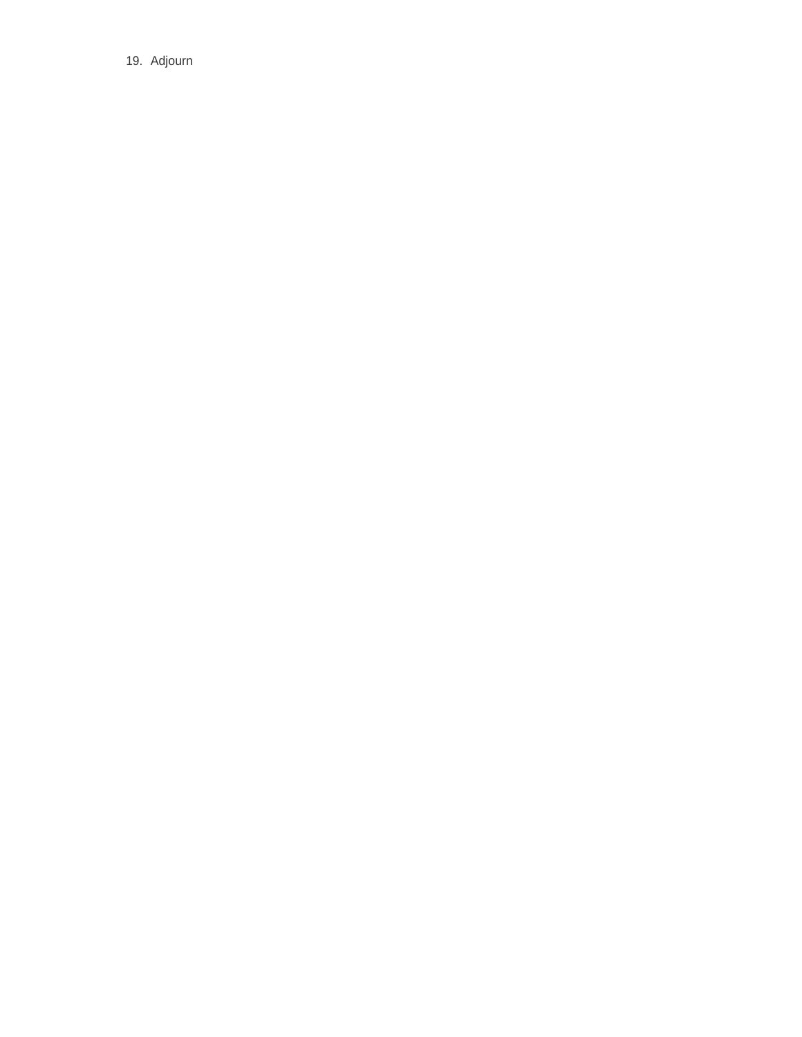19. Adjourn